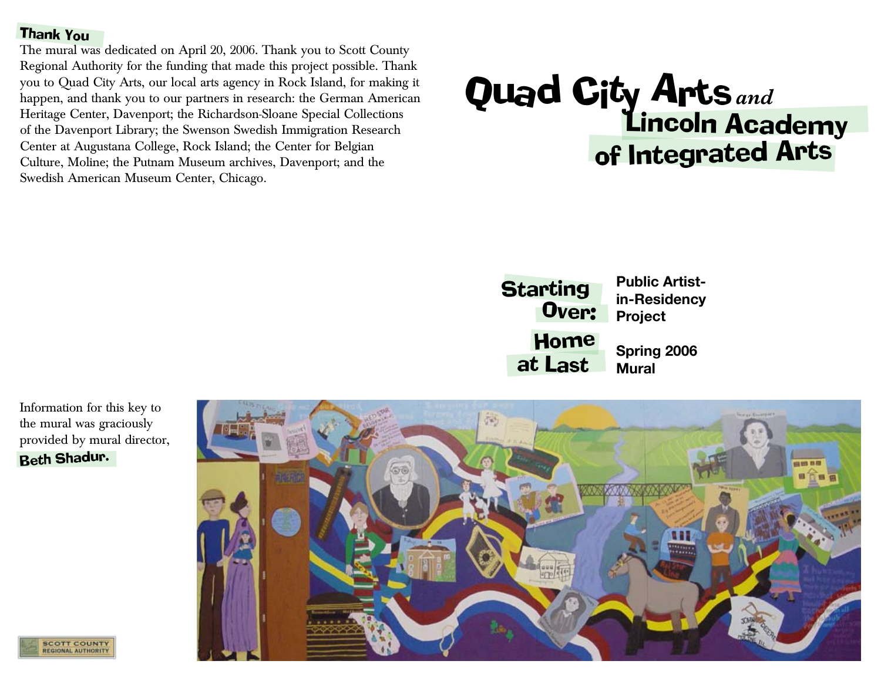## Thank You

The mural was dedicated on April 20, 2006. Thank you to Scott County Regional Authority for the funding that made this project possible. Thank you to Quad City Arts, our local arts agency in Rock Island, for making it happen, and thank you to our partners in research: the German American Heritage Center, Davenport; the Richardson-Sloane Special Collections of the Davenport Library; the Swenson Swedish Immigration Research Center at Augustana College, Rock Island; the Center for Belgian Culture, Moline; the Putnam Museum archives, Davenport; and the Swedish American Museum Center, Chicago.

# Quad City Arts *and* Lincoln Academy of Integrated Arts

## Starting Over: Home at Last

**Public Artist-in-Residency Project**

**Spring 2006 Mural**

Information for this key to the mural was graciously provided by mural director, **Beth Shadur.**

SCOTT COUNTY REGIONAL AUTHORITY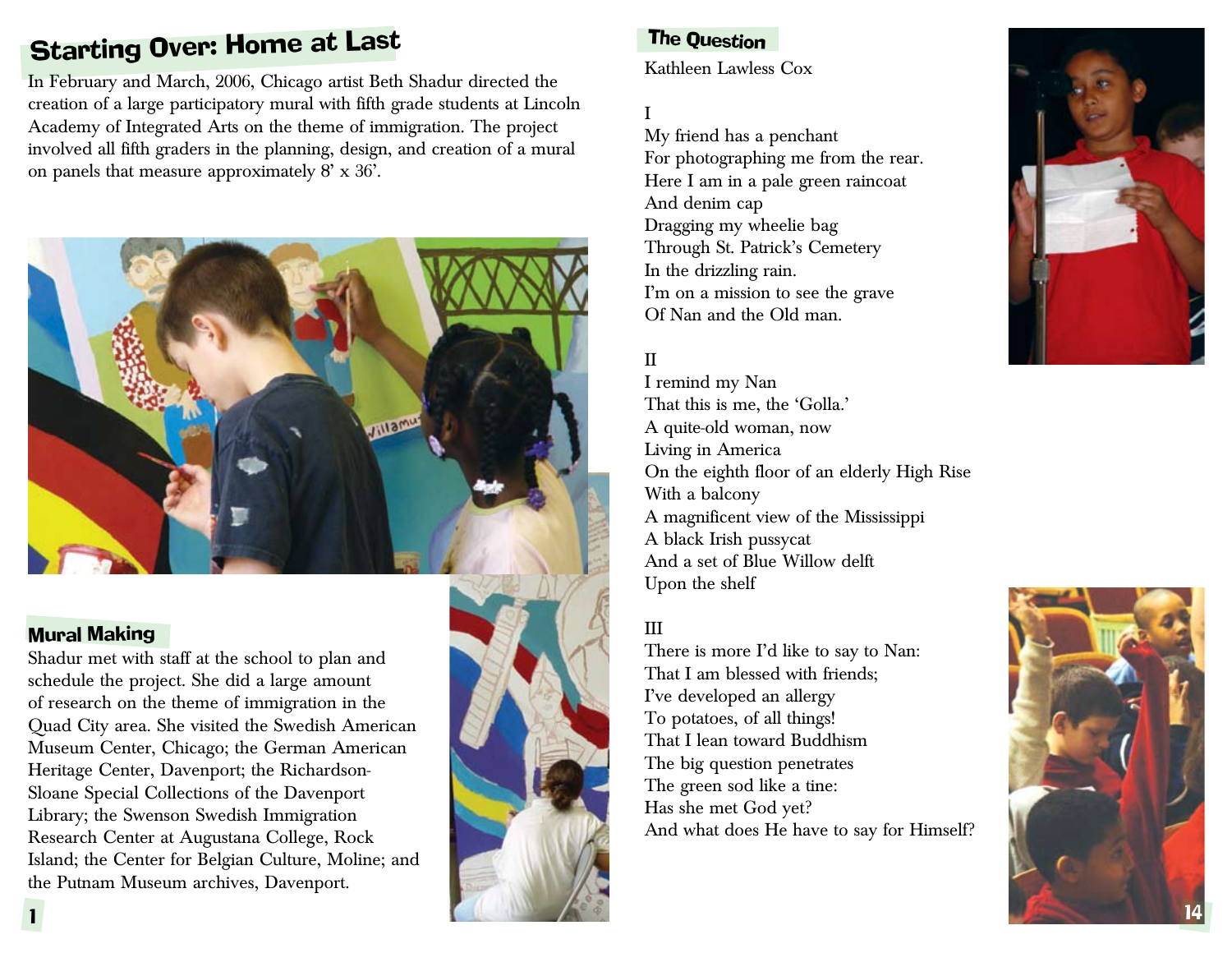## Starting Over: Home at Last

In February and March, 2006, Chicago artist Beth Shadur directed the creation of a large participatory mural with fifth grade students at Lincoln Academy of Integrated Arts on the theme of immigration. The project involved all fifth graders in the planning, design, and creation of a mural on panels that measure approximately 8' x 36'.

### Mural Making

Shadur met with staff at the school to plan and schedule the project. She did a large amount of research on the theme of immigration in the Quad City area. She visited the Swedish American Museum Center, Chicago; the German American Heritage Center, Davenport; the Richardson-Sloane Special Collections of the Davenport Library; the Swenson Swedish Immigration Research Center at Augustana College, Rock Island; the Center for Belgian Culture, Moline; and the Putnam Museum archives, Davenport.

### The Question

Kathleen Lawless Cox

I

My friend has a penchant  
For photographing me from the rear.  
Here I am in a pale green raincoat  
And denim cap  
Dragging my wheelie bag  
Through St. Patrick's Cemetery  
In the drizzling rain.  
I'm on a mission to see the grave  
Of Nan and the Old man.

II

I remind my Nan  
That this is me, the 'Golla.'  
A quite-old woman, now  
Living in America  
On the eighth floor of an elderly High Rise  
With a balcony  
A magnificent view of the Mississippi  
A black Irish pussycat  
And a set of Blue Willow delft  
Upon the shelf

III

There is more I'd like to say to Nan:  
That I am blessed with friends;  
I've developed an allergy  
To potatoes, of all things!  
That I lean toward Buddhism  
The big question penetrates  
The green sod like a tine:  
Has she met God yet?  
And what does He have to say for Himself?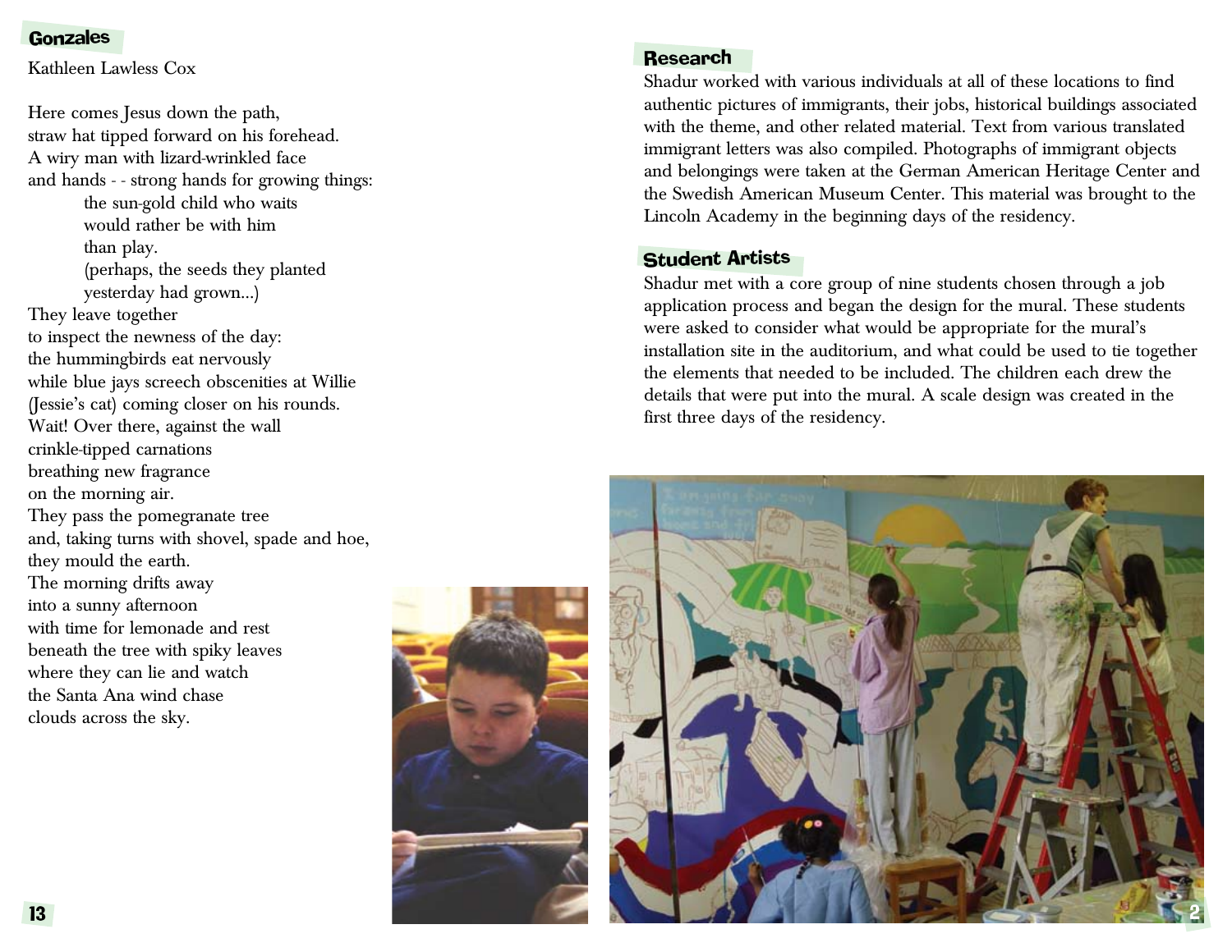## Gonzales

Kathleen Lawless Cox

Here comes Jesus down the path,
straw hat tipped forward on his forehead.
A wiry man with lizard-wrinkled face
and hands - - strong hands for growing things:
    the sun-gold child who waits
    would rather be with him
    than play.
    (perhaps, the seeds they planted
    yesterday had grown...)
They leave together
to inspect the newness of the day:
the hummingbirds eat nervously
while blue jays screech obscenities at Willie
(Jessie's cat) coming closer on his rounds.
Wait! Over there, against the wall
crinkle-tipped carnations
breathing new fragrance
on the morning air.
They pass the pomegranate tree
and, taking turns with shovel, spade and hoe,
they mould the earth.
The morning drifts away
into a sunny afternoon
with time for lemonade and rest
beneath the tree with spiky leaves
where they can lie and watch
the Santa Ana wind chase
clouds across the sky.

## Research

Shadur worked with various individuals at all of these locations to find authentic pictures of immigrants, their jobs, historical buildings associated with the theme, and other related material. Text from various translated immigrant letters was also compiled. Photographs of immigrant objects and belongings were taken at the German American Heritage Center and the Swedish American Museum Center. This material was brought to the Lincoln Academy in the beginning days of the residency.

## Student Artists

Shadur met with a core group of nine students chosen through a job application process and began the design for the mural. These students were asked to consider what would be appropriate for the mural's installation site in the auditorium, and what could be used to tie together the elements that needed to be included. The children each drew the details that were put into the mural. A scale design was created in the first three days of the residency.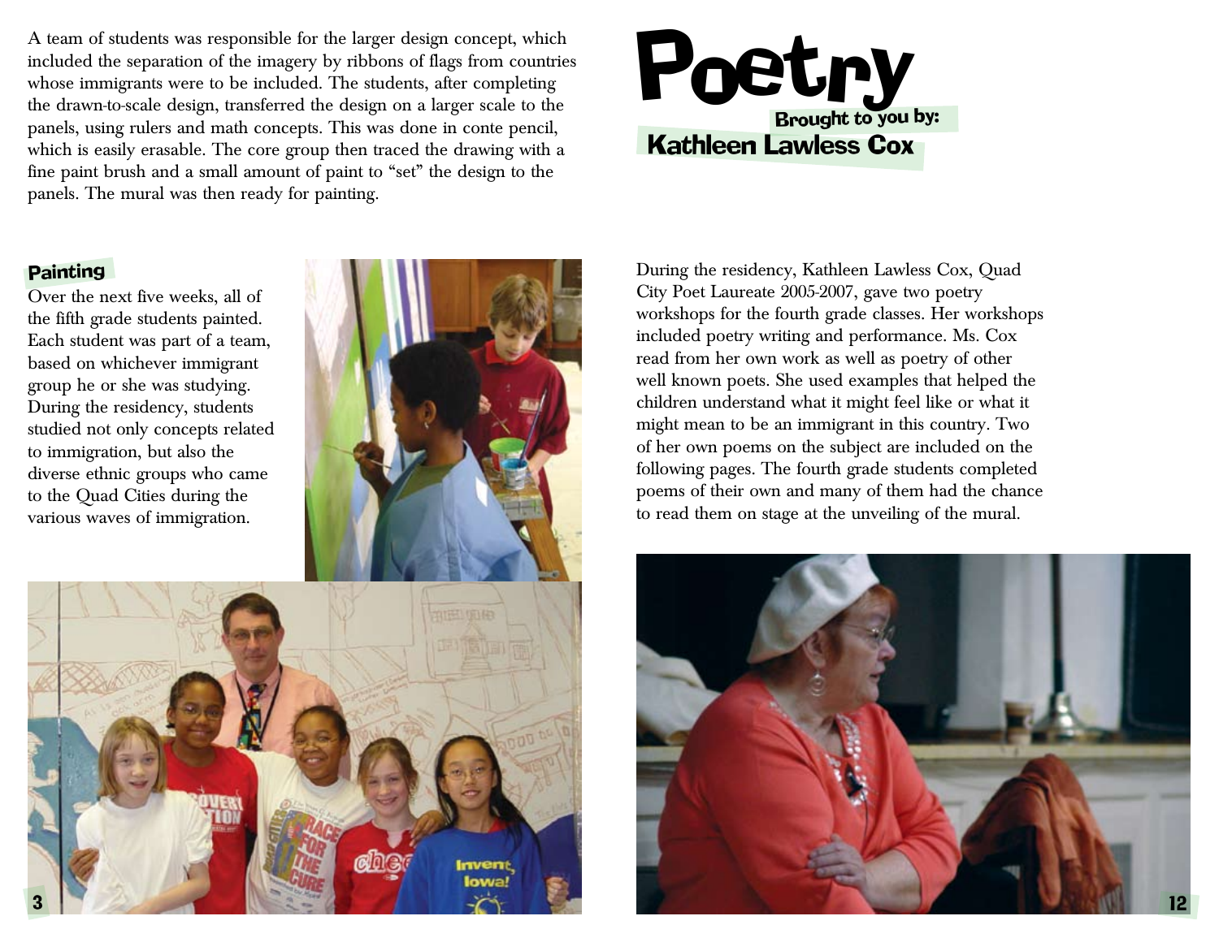A team of students was responsible for the larger design concept, which included the separation of the imagery by ribbons of flags from countries whose immigrants were to be included. The students, after completing the drawn-to-scale design, transferred the design on a larger scale to the panels, using rulers and math concepts. This was done in conte pencil, which is easily erasable. The core group then traced the drawing with a fine paint brush and a small amount of paint to "set" the design to the panels. The mural was then ready for painting.

### Painting

Over the next five weeks, all of the fifth grade students painted. Each student was part of a team, based on whichever immigrant group he or she was studying. During the residency, students studied not only concepts related to immigration, but also the diverse ethnic groups who came to the Quad Cities during the various waves of immigration.

# Poetry

**Brought to you by:**

## Kathleen Lawless Cox

During the residency, Kathleen Lawless Cox, Quad City Poet Laureate 2005-2007, gave two poetry workshops for the fourth grade classes. Her workshops included poetry writing and performance. Ms. Cox read from her own work as well as poetry of other well known poets. She used examples that helped the children understand what it might feel like or what it might mean to be an immigrant in this country. Two of her own poems on the subject are included on the following pages. The fourth grade students completed poems of their own and many of them had the chance to read them on stage at the unveiling of the mural.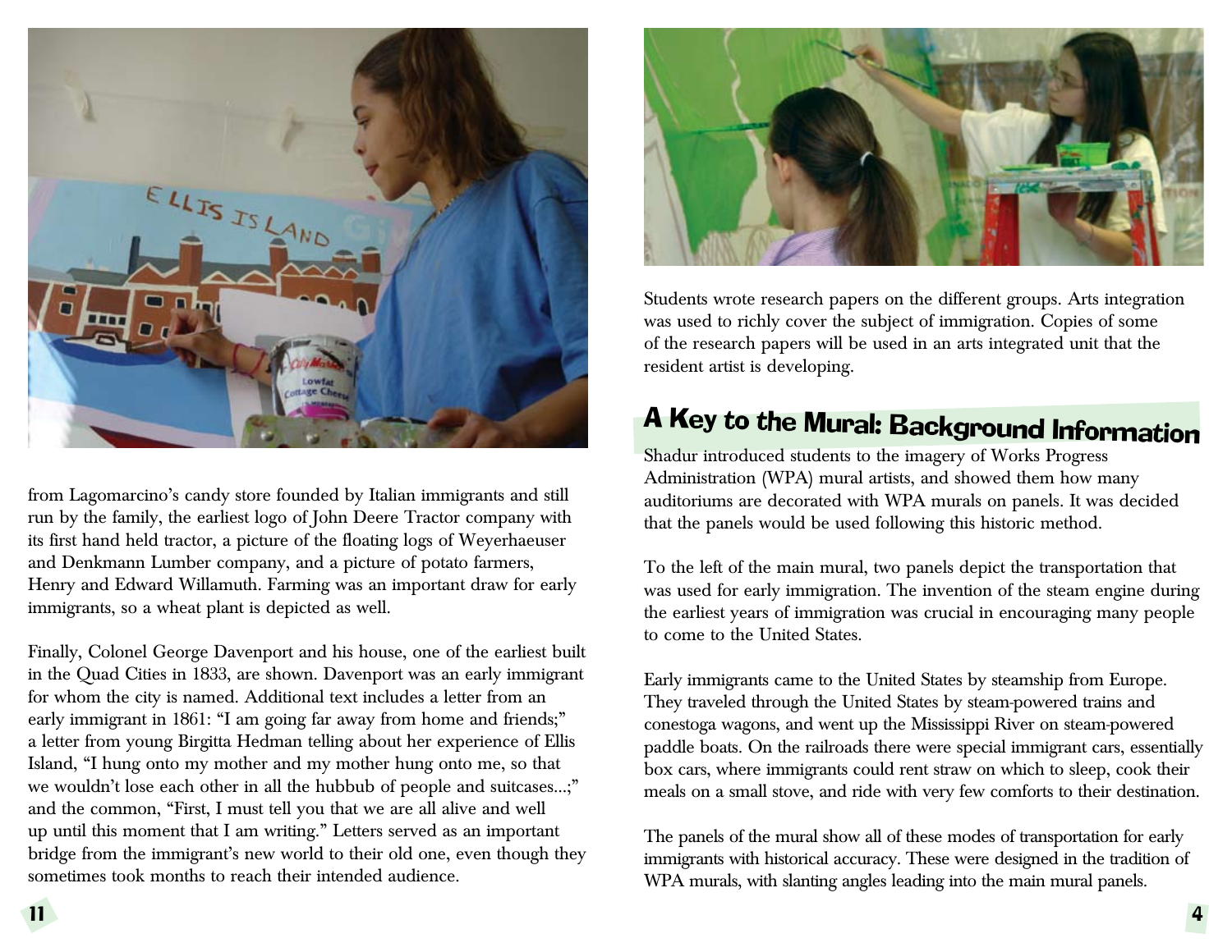from Lagomarcino's candy store founded by Italian immigrants and still run by the family, the earliest logo of John Deere Tractor company with its first hand held tractor, a picture of the floating logs of Weyerhaeuser and Denkmann Lumber company, and a picture of potato farmers, Henry and Edward Willamuth. Farming was an important draw for early immigrants, so a wheat plant is depicted as well.

Finally, Colonel George Davenport and his house, one of the earliest built in the Quad Cities in 1833, are shown. Davenport was an early immigrant for whom the city is named. Additional text includes a letter from an early immigrant in 1861: "I am going far away from home and friends;" a letter from young Birgitta Hedman telling about her experience of Ellis Island, "I hung onto my mother and my mother hung onto me, so that we wouldn't lose each other in all the hubbub of people and suitcases...;" and the common, "First, I must tell you that we are all alive and well up until this moment that I am writing." Letters served as an important bridge from the immigrant's new world to their old one, even though they sometimes took months to reach their intended audience.

Students wrote research papers on the different groups. Arts integration was used to richly cover the subject of immigration. Copies of some of the research papers will be used in an arts integrated unit that the resident artist is developing.

## A Key to the Mural: Background Information

Shadur introduced students to the imagery of Works Progress Administration (WPA) mural artists, and showed them how many auditoriums are decorated with WPA murals on panels. It was decided that the panels would be used following this historic method.

To the left of the main mural, two panels depict the transportation that was used for early immigration. The invention of the steam engine during the earliest years of immigration was crucial in encouraging many people to come to the United States.

Early immigrants came to the United States by steamship from Europe. They traveled through the United States by steam-powered trains and conestoga wagons, and went up the Mississippi River on steam-powered paddle boats. On the railroads there were special immigrant cars, essentially box cars, where immigrants could rent straw on which to sleep, cook their meals on a small stove, and ride with very few comforts to their destination.

The panels of the mural show all of these modes of transportation for early immigrants with historical accuracy. These were designed in the tradition of WPA murals, with slanting angles leading into the main mural panels.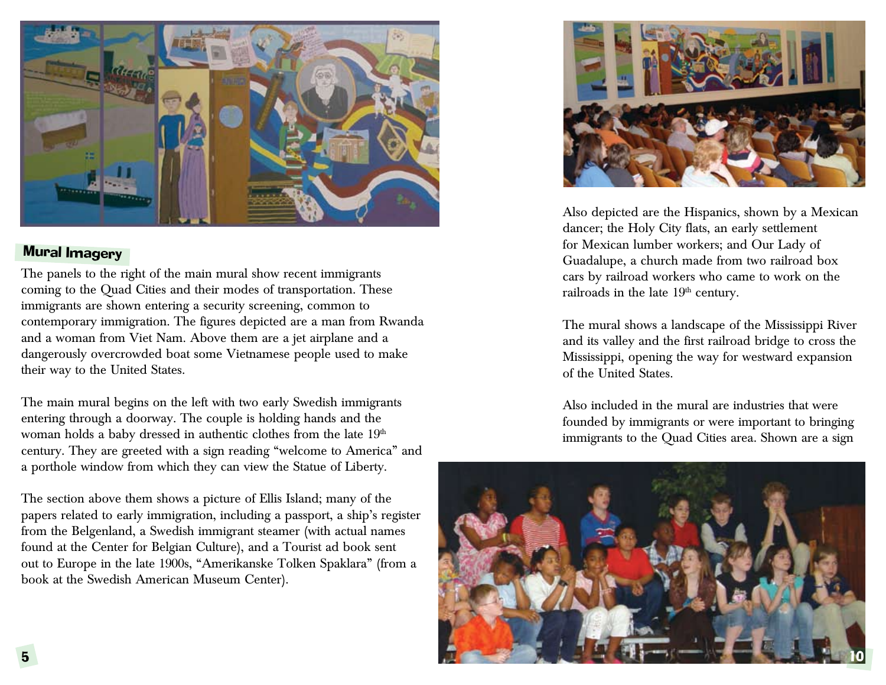## Mural Imagery

The panels to the right of the main mural show recent immigrants coming to the Quad Cities and their modes of transportation. These immigrants are shown entering a security screening, common to contemporary immigration. The figures depicted are a man from Rwanda and a woman from Viet Nam. Above them are a jet airplane and a dangerously overcrowded boat some Vietnamese people used to make their way to the United States.

The main mural begins on the left with two early Swedish immigrants entering through a doorway. The couple is holding hands and the woman holds a baby dressed in authentic clothes from the late 19th century. They are greeted with a sign reading "welcome to America" and a porthole window from which they can view the Statue of Liberty.

The section above them shows a picture of Ellis Island; many of the papers related to early immigration, including a passport, a ship's register from the Belgenland, a Swedish immigrant steamer (with actual names found at the Center for Belgian Culture), and a Tourist ad book sent out to Europe in the late 1900s, "Amerikanske Tolken Spaklara" (from a book at the Swedish American Museum Center).

Also depicted are the Hispanics, shown by a Mexican dancer; the Holy City flats, an early settlement for Mexican lumber workers; and Our Lady of Guadalupe, a church made from two railroad box cars by railroad workers who came to work on the railroads in the late 19th century.

The mural shows a landscape of the Mississippi River and its valley and the first railroad bridge to cross the Mississippi, opening the way for westward expansion of the United States.

Also included in the mural are industries that were founded by immigrants or were important to bringing immigrants to the Quad Cities area. Shown are a sign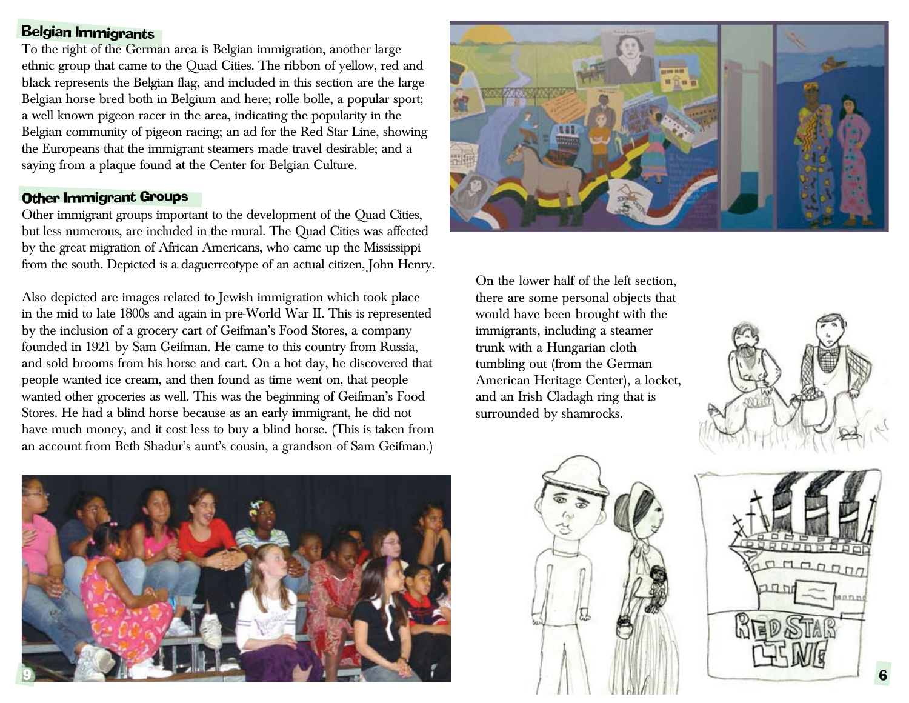## Belgian Immigrants

To the right of the German area is Belgian immigration, another large ethnic group that came to the Quad Cities. The ribbon of yellow, red and black represents the Belgian flag, and included in this section are the large Belgian horse bred both in Belgium and here; rolle bolle, a popular sport; a well known pigeon racer in the area, indicating the popularity in the Belgian community of pigeon racing; an ad for the Red Star Line, showing the Europeans that the immigrant steamers made travel desirable; and a saying from a plaque found at the Center for Belgian Culture.

## Other Immigrant Groups

Other immigrant groups important to the development of the Quad Cities, but less numerous, are included in the mural. The Quad Cities was affected by the great migration of African Americans, who came up the Mississippi from the south. Depicted is a daguerreotype of an actual citizen, John Henry.

Also depicted are images related to Jewish immigration which took place in the mid to late 1800s and again in pre-World War II. This is represented by the inclusion of a grocery cart of Geifman's Food Stores, a company founded in 1921 by Sam Geifman. He came to this country from Russia, and sold brooms from his horse and cart. On a hot day, he discovered that people wanted ice cream, and then found as time went on, that people wanted other groceries as well. This was the beginning of Geifman's Food Stores. He had a blind horse because as an early immigrant, he did not have much money, and it cost less to buy a blind horse. (This is taken from an account from Beth Shadur's aunt's cousin, a grandson of Sam Geifman.)

On the lower half of the left section, there are some personal objects that would have been brought with the immigrants, including a steamer trunk with a Hungarian cloth tumbling out (from the German American Heritage Center), a locket, and an Irish Cladagh ring that is surrounded by shamrocks.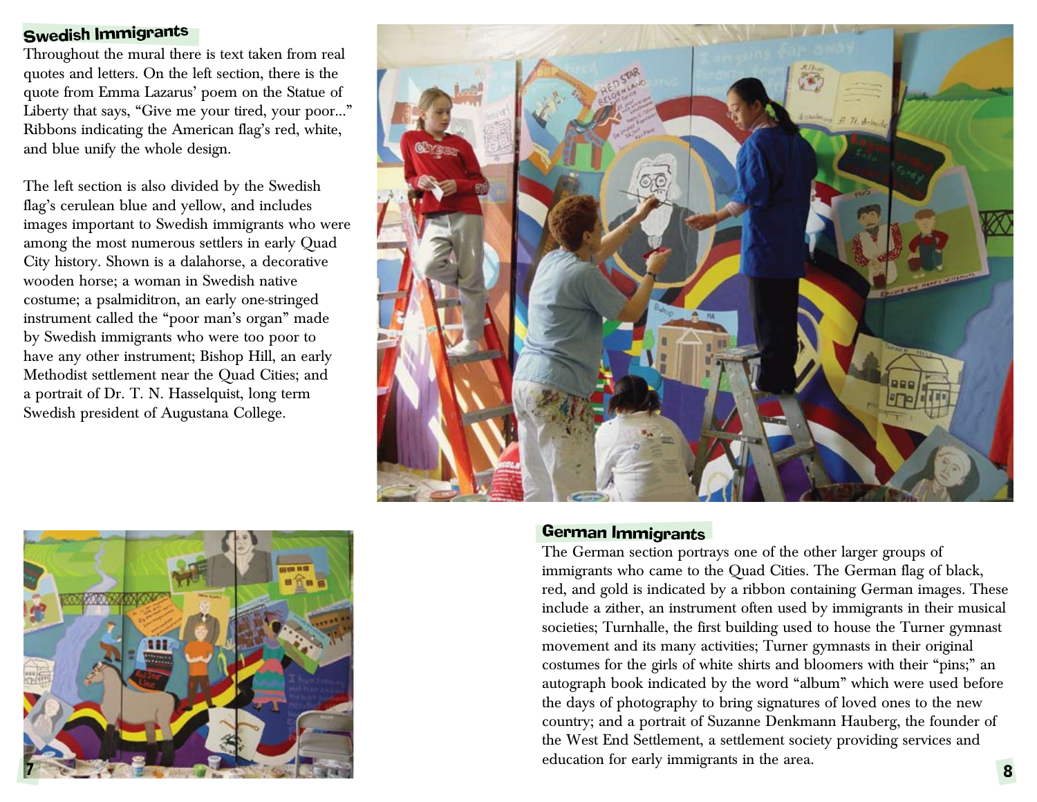## Swedish Immigrants

Throughout the mural there is text taken from real quotes and letters. On the left section, there is the quote from Emma Lazarus' poem on the Statue of Liberty that says, "Give me your tired, your poor..." Ribbons indicating the American flag's red, white, and blue unify the whole design.

The left section is also divided by the Swedish flag's cerulean blue and yellow, and includes images important to Swedish immigrants who were among the most numerous settlers in early Quad City history. Shown is a dalahorse, a decorative wooden horse; a woman in Swedish native costume; a psalmiditron, an early one-stringed instrument called the "poor man's organ" made by Swedish immigrants who were too poor to have any other instrument; Bishop Hill, an early Methodist settlement near the Quad Cities; and a portrait of Dr. T. N. Hasselquist, long term Swedish president of Augustana College.

## German Immigrants

The German section portrays one of the other larger groups of immigrants who came to the Quad Cities. The German flag of black, red, and gold is indicated by a ribbon containing German images. These include a zither, an instrument often used by immigrants in their musical societies; Turnhalle, the first building used to house the Turner gymnast movement and its many activities; Turner gymnasts in their original costumes for the girls of white shirts and bloomers with their "pins;" an autograph book indicated by the word "album" which were used before the days of photography to bring signatures of loved ones to the new country; and a portrait of Suzanne Denkmann Hauberg, the founder of the West End Settlement, a settlement society providing services and education for early immigrants in the area.